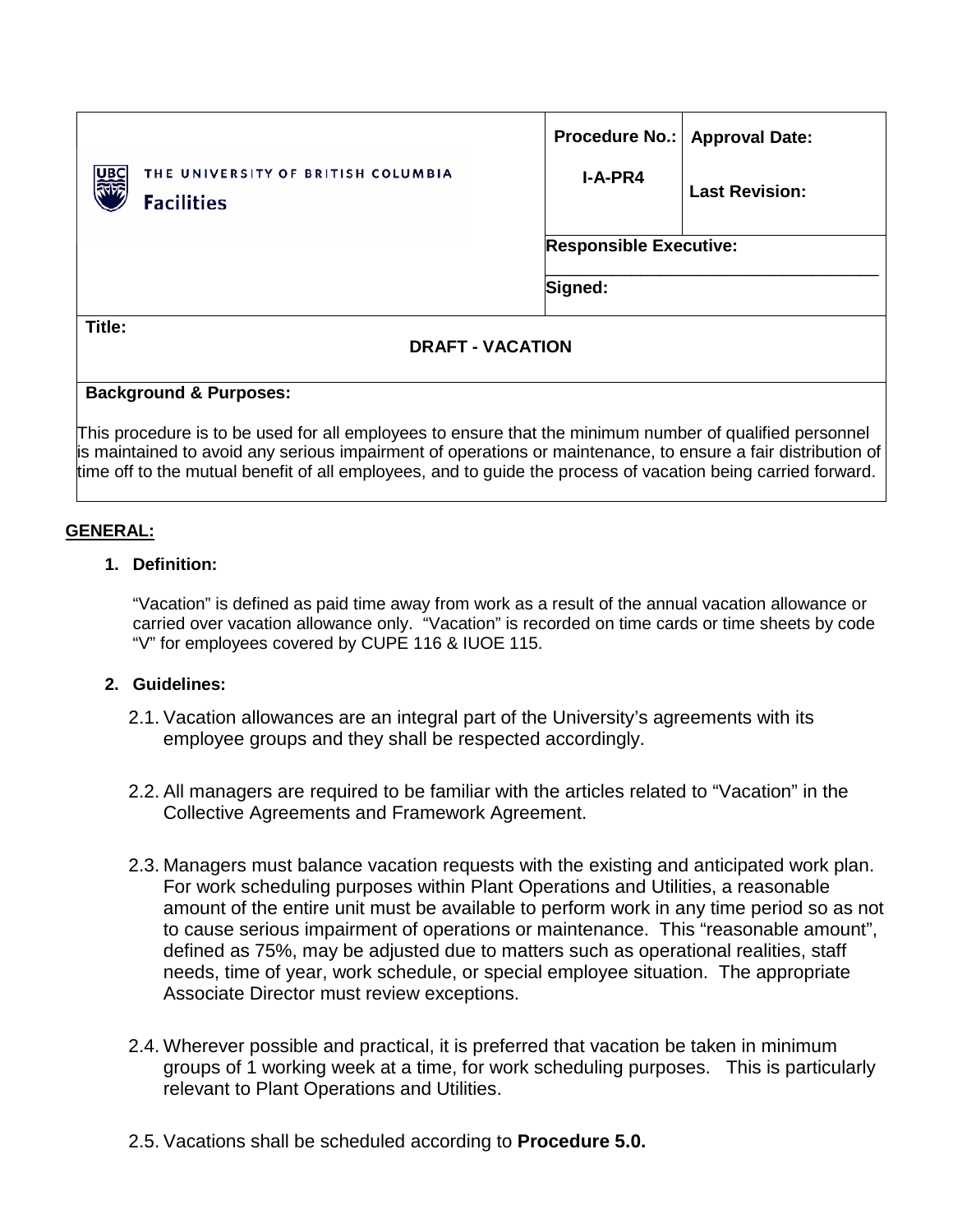| THE UNIVERSITY OF BRITISH COLUMBIA Facilities | Procedure No.: I-A-PR4 | Approval Date: Last Revision: |
|---|---|---|
| | Responsible Executive: | |
| | Signed: | |

**Title:**

**DRAFT - VACATION**

**Background & Purposes:**

This procedure is to be used for all employees to ensure that the minimum number of qualified personnel is maintained to avoid any serious impairment of operations or maintenance, to ensure a fair distribution of time off to the mutual benefit of all employees, and to guide the process of vacation being carried forward.

## GENERAL:

### 1. Definition:

"Vacation" is defined as paid time away from work as a result of the annual vacation allowance or carried over vacation allowance only. "Vacation" is recorded on time cards or time sheets by code "V" for employees covered by CUPE 116 & IUOE 115.

### 2. Guidelines:

2.1. Vacation allowances are an integral part of the University's agreements with its employee groups and they shall be respected accordingly.

2.2. All managers are required to be familiar with the articles related to "Vacation" in the Collective Agreements and Framework Agreement.

2.3. Managers must balance vacation requests with the existing and anticipated work plan. For work scheduling purposes within Plant Operations and Utilities, a reasonable amount of the entire unit must be available to perform work in any time period so as not to cause serious impairment of operations or maintenance. This "reasonable amount", defined as 75%, may be adjusted due to matters such as operational realities, staff needs, time of year, work schedule, or special employee situation. The appropriate Associate Director must review exceptions.

2.4. Wherever possible and practical, it is preferred that vacation be taken in minimum groups of 1 working week at a time, for work scheduling purposes. This is particularly relevant to Plant Operations and Utilities.

2.5. Vacations shall be scheduled according to **Procedure 5.0.**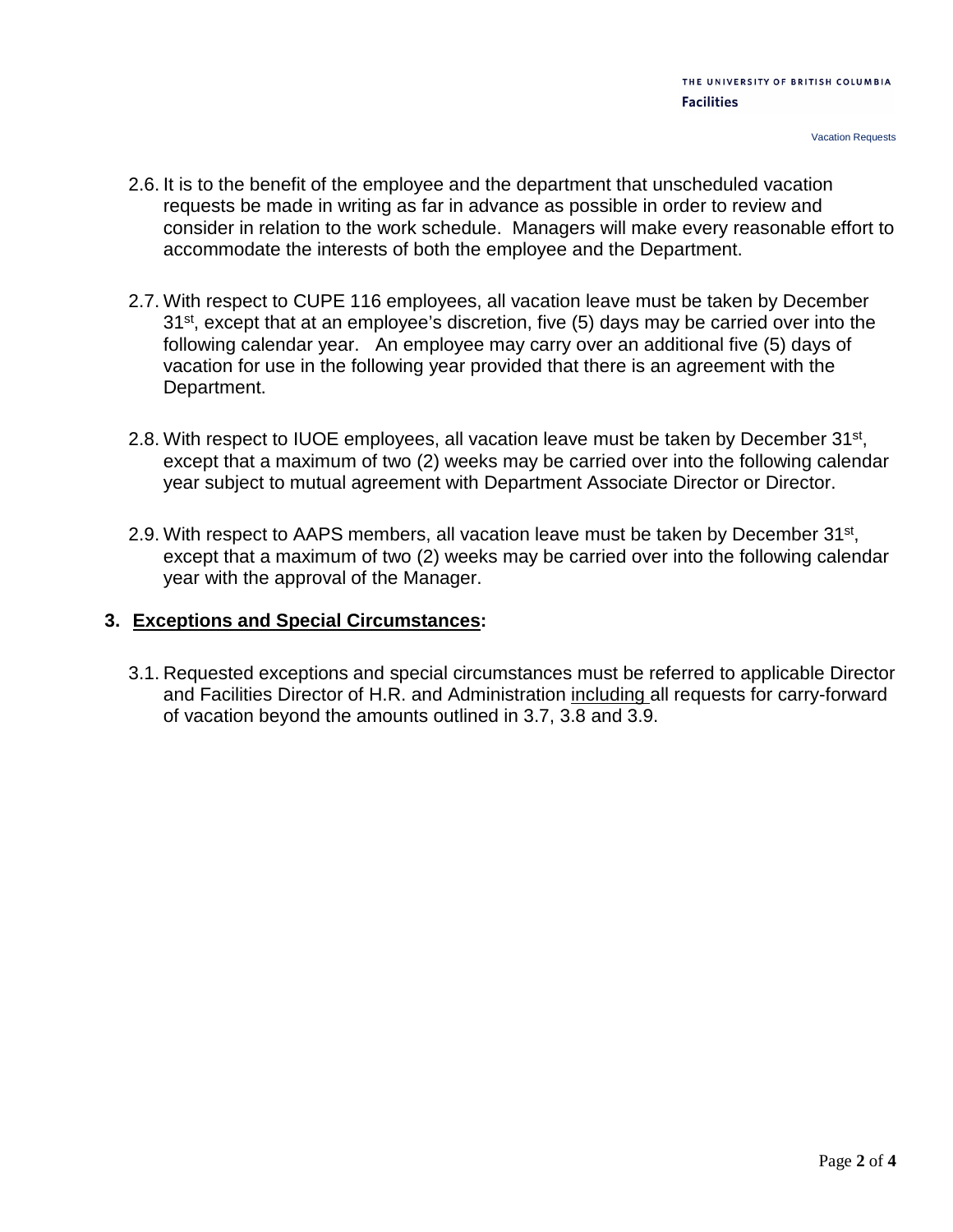2.6. It is to the benefit of the employee and the department that unscheduled vacation requests be made in writing as far in advance as possible in order to review and consider in relation to the work schedule. Managers will make every reasonable effort to accommodate the interests of both the employee and the Department.

2.7. With respect to CUPE 116 employees, all vacation leave must be taken by December 31st, except that at an employee's discretion, five (5) days may be carried over into the following calendar year. An employee may carry over an additional five (5) days of vacation for use in the following year provided that there is an agreement with the Department.

2.8. With respect to IUOE employees, all vacation leave must be taken by December 31st, except that a maximum of two (2) weeks may be carried over into the following calendar year subject to mutual agreement with Department Associate Director or Director.

2.9. With respect to AAPS members, all vacation leave must be taken by December 31st, except that a maximum of two (2) weeks may be carried over into the following calendar year with the approval of the Manager.

## 3. Exceptions and Special Circumstances:

3.1. Requested exceptions and special circumstances must be referred to applicable Director and Facilities Director of H.R. and Administration including all requests for carry-forward of vacation beyond the amounts outlined in 3.7, 3.8 and 3.9.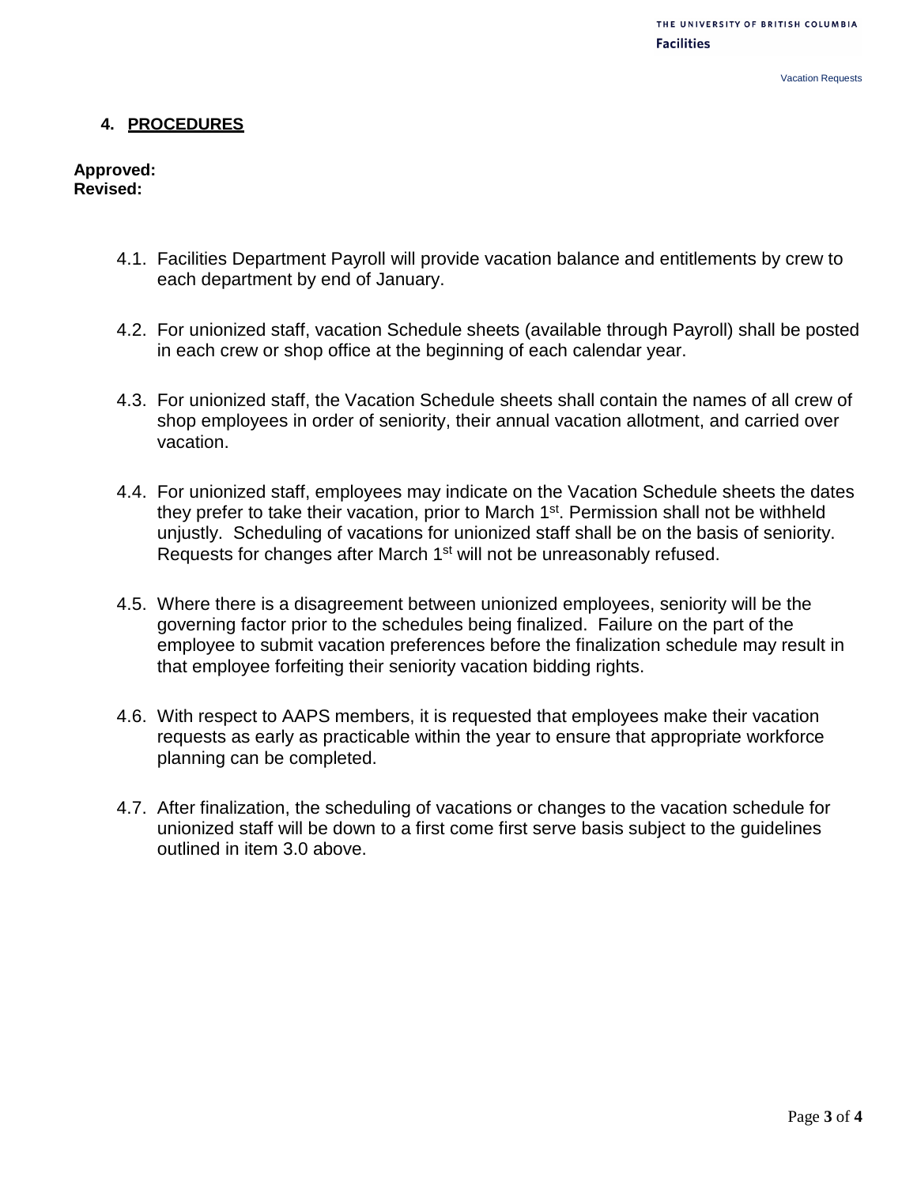## 4. PROCEDURES

**Approved:**
**Revised:**

4.1. Facilities Department Payroll will provide vacation balance and entitlements by crew to each department by end of January.

4.2. For unionized staff, vacation Schedule sheets (available through Payroll) shall be posted in each crew or shop office at the beginning of each calendar year.

4.3. For unionized staff, the Vacation Schedule sheets shall contain the names of all crew of shop employees in order of seniority, their annual vacation allotment, and carried over vacation.

4.4. For unionized staff, employees may indicate on the Vacation Schedule sheets the dates they prefer to take their vacation, prior to March 1st. Permission shall not be withheld unjustly. Scheduling of vacations for unionized staff shall be on the basis of seniority. Requests for changes after March 1st will not be unreasonably refused.

4.5. Where there is a disagreement between unionized employees, seniority will be the governing factor prior to the schedules being finalized. Failure on the part of the employee to submit vacation preferences before the finalization schedule may result in that employee forfeiting their seniority vacation bidding rights.

4.6. With respect to AAPS members, it is requested that employees make their vacation requests as early as practicable within the year to ensure that appropriate workforce planning can be completed.

4.7. After finalization, the scheduling of vacations or changes to the vacation schedule for unionized staff will be down to a first come first serve basis subject to the guidelines outlined in item 3.0 above.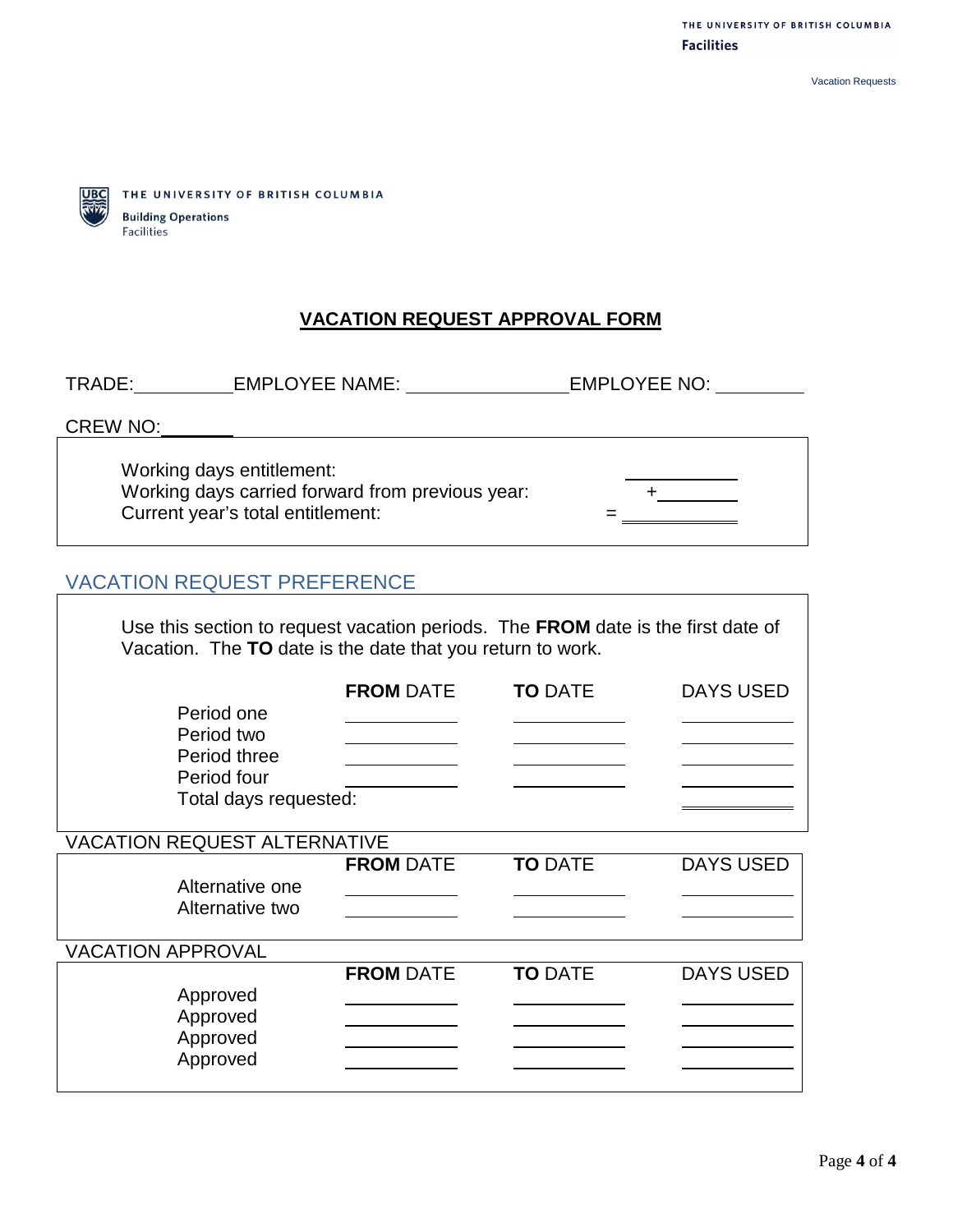THE UNIVERSITY OF BRITISH COLUMBIA
**Building Operations**
Facilities

# VACATION REQUEST APPROVAL FORM

TRADE: ________ EMPLOYEE NAME: ______________ EMPLOYEE NO: ________

CREW NO: ______

| | |
|---|---|
| Working days entitlement: | ________ |
| Working days carried forward from previous year: | + ________ |
| Current year's total entitlement: | = ________ |

## VACATION REQUEST PREFERENCE

Use this section to request vacation periods. The **FROM** date is the first date of Vacation. The **TO** date is the date that you return to work.

| | **FROM** DATE | **TO** DATE | DAYS USED |
|---|---|---|---|
| Period one | | | |
| Period two | | | |
| Period three | | | |
| Period four | | | |
| Total days requested: | | | |

VACATION REQUEST ALTERNATIVE

| | **FROM** DATE | **TO** DATE | DAYS USED |
|---|---|---|---|
| Alternative one | | | |
| Alternative two | | | |

VACATION APPROVAL

| | **FROM** DATE | **TO** DATE | DAYS USED |
|---|---|---|---|
| Approved | | | |
| Approved | | | |
| Approved | | | |
| Approved | | | |